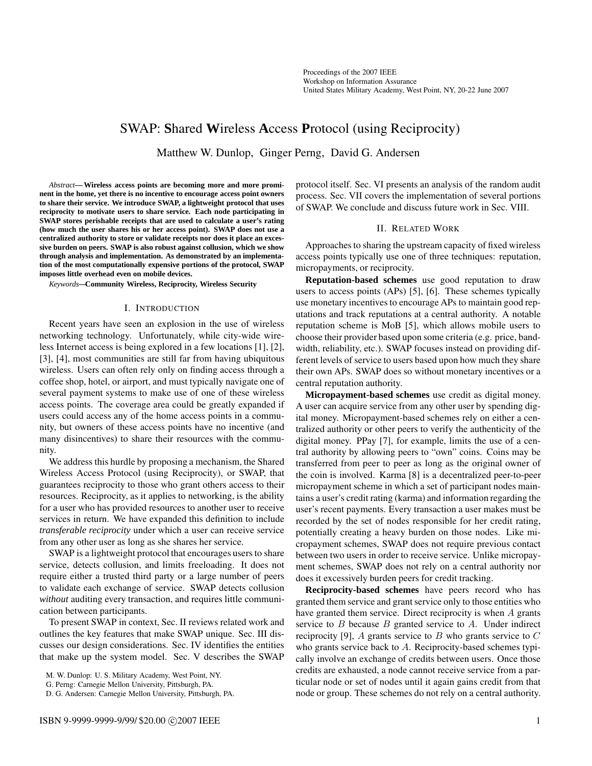# SWAP: **S**hared **W**ireless **A**ccess **P**rotocol (using Reciprocity)

Matthew W. Dunlop, Ginger Perng, David G. Andersen

*Abstract*— **Wireless access points are becoming more and more prominent in the home, yet there is no incentive to encourage access point owners to share their service. We introduce SWAP, a lightweight protocol that uses reciprocity to motivate users to share service. Each node participating in SWAP stores perishable receipts that are used to calculate a user's rating (how much the user shares his or her access point). SWAP does not use a centralized authority to store or validate receipts nor does it place an excessive burden on peers. SWAP is also robust against collusion, which we show through analysis and implementation. As demonstrated by an implementation of the most computationally expensive portions of the protocol, SWAP imposes little overhead even on mobile devices.**

*Keywords*—**Community Wireless, Reciprocity, Wireless Security**

## I. Introduction

Recent years have seen an explosion in the use of wireless networking technology. Unfortunately, while city-wide wireless Internet access is being explored in a few locations [1], [2], [3], [4], most communities are still far from having ubiquitous wireless. Users can often rely only on finding access through a coffee shop, hotel, or airport, and must typically navigate one of several payment systems to make use of one of these wireless access points. The coverage area could be greatly expanded if users could access any of the home access points in a community, but owners of these access points have no incentive (and many disincentives) to share their resources with the community.

We address this hurdle by proposing a mechanism, the Shared Wireless Access Protocol (using Reciprocity), or SWAP, that guarantees reciprocity to those who grant others access to their resources. Reciprocity, as it applies to networking, is the ability for a user who has provided resources to another user to receive services in return. We have expanded this definition to include *transferable reciprocity* under which a user can receive service from any other user as long as she shares her service.

SWAP is a lightweight protocol that encourages users to share service, detects collusion, and limits freeloading. It does not require either a trusted third party or a large number of peers to validate each exchange of service. SWAP detects collusion *without* auditing every transaction, and requires little communication between participants.

To present SWAP in context, Sec. II reviews related work and outlines the key features that make SWAP unique. Sec. III discusses our design considerations. Sec. IV identifies the entities that make up the system model. Sec. V describes the SWAP protocol itself. Sec. VI presents an analysis of the random audit process. Sec. VII covers the implementation of several portions of SWAP. We conclude and discuss future work in Sec. VIII.

M. W. Dunlop: U. S. Military Academy, West Point, NY.

G. Perng: Carnegie Mellon University, Pittsburgh, PA.

D. G. Andersen: Carnegie Mellon University, Pittsburgh, PA.

## II. Related Work

Approaches to sharing the upstream capacity of fixed wireless access points typically use one of three techniques: reputation, micropayments, or reciprocity.

**Reputation-based schemes** use good reputation to draw users to access points (APs) [5], [6]. These schemes typically use monetary incentives to encourage APs to maintain good reputations and track reputations at a central authority. A notable reputation scheme is MoB [5], which allows mobile users to choose their provider based upon some criteria (e.g. price, bandwidth, reliability, etc.). SWAP focuses instead on providing different levels of service to users based upon how much they share their own APs. SWAP does so without monetary incentives or a central reputation authority.

**Micropayment-based schemes** use credit as digital money. A user can acquire service from any other user by spending digital money. Micropayment-based schemes rely on either a centralized authority or other peers to verify the authenticity of the digital money. PPay [7], for example, limits the use of a central authority by allowing peers to "own" coins. Coins may be transferred from peer to peer as long as the original owner of the coin is involved. Karma [8] is a decentralized peer-to-peer micropayment scheme in which a set of participant nodes maintains a user's credit rating (karma) and information regarding the user's recent payments. Every transaction a user makes must be recorded by the set of nodes responsible for her credit rating, potentially creating a heavy burden on those nodes. Like micropayment schemes, SWAP does not require previous contact between two users in order to receive service. Unlike micropayment schemes, SWAP does not rely on a central authority nor does it excessively burden peers for credit tracking.

**Reciprocity-based schemes** have peers record who has granted them service and grant service only to those entities who have granted them service. Direct reciprocity is when $A$ grants service to $B$ because $B$ granted service to $A$. Under indirect reciprocity [9], $A$ grants service to $B$ who grants service to $C$ who grants service back to $A$. Reciprocity-based schemes typically involve an exchange of credits between users. Once those credits are exhausted, a node cannot receive service from a particular node or set of nodes until it again gains credit from that node or group. These schemes do not rely on a central authority.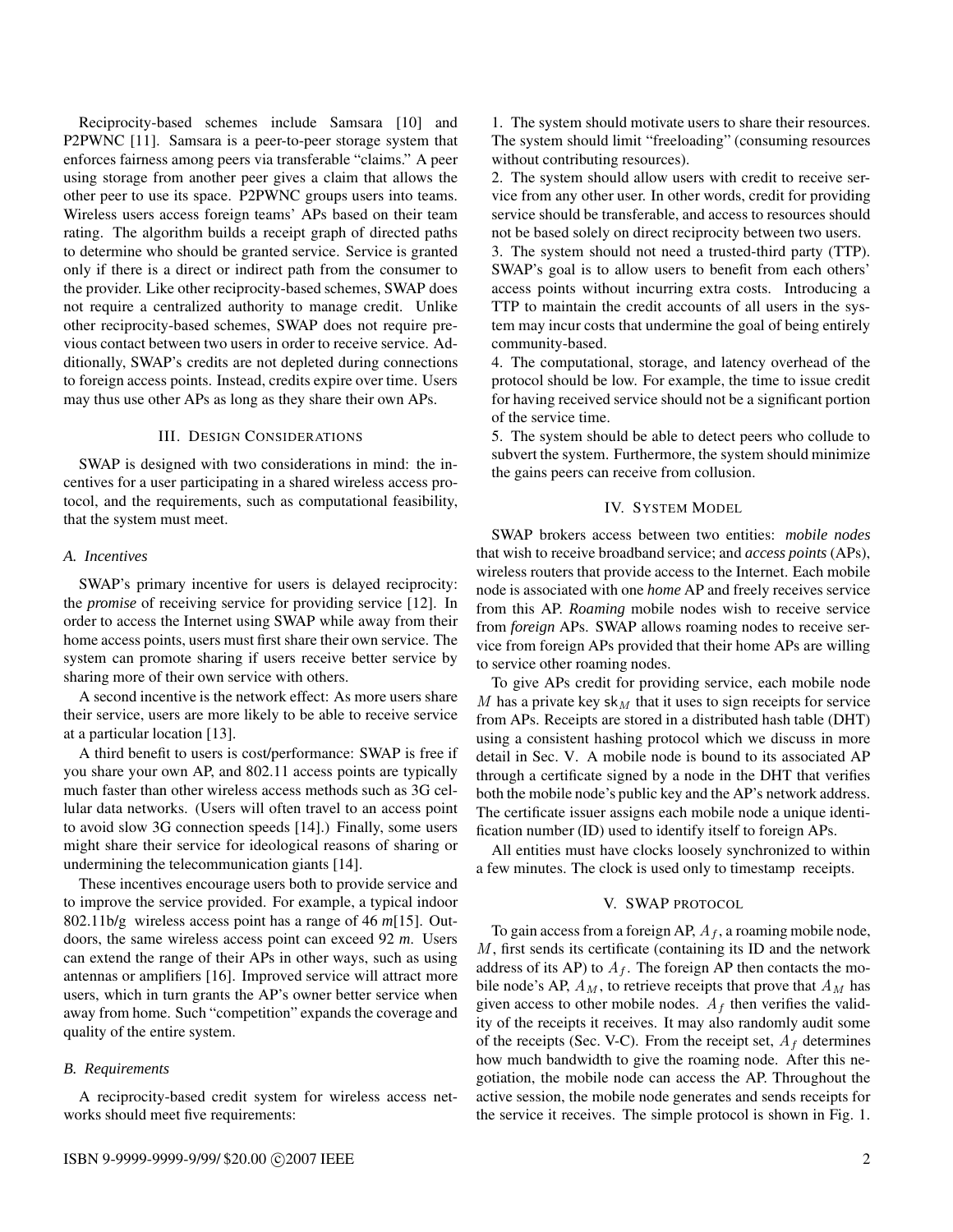Reciprocity-based schemes include Samsara [10] and P2PWNC [11]. Samsara is a peer-to-peer storage system that enforces fairness among peers via transferable "claims." A peer using storage from another peer gives a claim that allows the other peer to use its space. P2PWNC groups users into teams. Wireless users access foreign teams' APs based on their team rating. The algorithm builds a receipt graph of directed paths to determine who should be granted service. Service is granted only if there is a direct or indirect path from the consumer to the provider. Like other reciprocity-based schemes, SWAP does not require a centralized authority to manage credit. Unlike other reciprocity-based schemes, SWAP does not require previous contact between two users in order to receive service. Additionally, SWAP's credits are not depleted during connections to foreign access points. Instead, credits expire over time. Users may thus use other APs as long as they share their own APs.

## III. Design Considerations

SWAP is designed with two considerations in mind: the incentives for a user participating in a shared wireless access protocol, and the requirements, such as computational feasibility, that the system must meet.

### A. Incentives

SWAP's primary incentive for users is delayed reciprocity: the *promise* of receiving service for providing service [12]. In order to access the Internet using SWAP while away from their home access points, users must first share their own service. The system can promote sharing if users receive better service by sharing more of their own service with others.

A second incentive is the network effect: As more users share their service, users are more likely to be able to receive service at a particular location [13].

A third benefit to users is cost/performance: SWAP is free if you share your own AP, and 802.11 access points are typically much faster than other wireless access methods such as 3G cellular data networks. (Users will often travel to an access point to avoid slow 3G connection speeds [14].) Finally, some users might share their service for ideological reasons of sharing or undermining the telecommunication giants [14].

These incentives encourage users both to provide service and to improve the service provided. For example, a typical indoor 802.11b/g wireless access point has a range of 46 *m*[15]. Outdoors, the same wireless access point can exceed 92 *m*. Users can extend the range of their APs in other ways, such as using antennas or amplifiers [16]. Improved service will attract more users, which in turn grants the AP's owner better service when away from home. Such "competition" expands the coverage and quality of the entire system.

### B. Requirements

A reciprocity-based credit system for wireless access networks should meet five requirements:

1. The system should motivate users to share their resources. The system should limit "freeloading" (consuming resources without contributing resources).
2. The system should allow users with credit to receive service from any other user. In other words, credit for providing service should be transferable, and access to resources should not be based solely on direct reciprocity between two users.
3. The system should not need a trusted-third party (TTP). SWAP's goal is to allow users to benefit from each others' access points without incurring extra costs. Introducing a TTP to maintain the credit accounts of all users in the system may incur costs that undermine the goal of being entirely community-based.
4. The computational, storage, and latency overhead of the protocol should be low. For example, the time to issue credit for having received service should not be a significant portion of the service time.
5. The system should be able to detect peers who collude to subvert the system. Furthermore, the system should minimize the gains peers can receive from collusion.

## IV. System Model

SWAP brokers access between two entities: *mobile nodes* that wish to receive broadband service; and *access points* (APs), wireless routers that provide access to the Internet. Each mobile node is associated with one *home* AP and freely receives service from this AP. *Roaming* mobile nodes wish to receive service from *foreign* APs. SWAP allows roaming nodes to receive service from foreign APs provided that their home APs are willing to service other roaming nodes.

To give APs credit for providing service, each mobile node $M$ has a private key $\mathsf{sk}_M$ that it uses to sign receipts for service from APs. Receipts are stored in a distributed hash table (DHT) using a consistent hashing protocol which we discuss in more detail in Sec. V. A mobile node is bound to its associated AP through a certificate signed by a node in the DHT that verifies both the mobile node's public key and the AP's network address. The certificate issuer assigns each mobile node a unique identification number (ID) used to identify itself to foreign APs.

All entities must have clocks loosely synchronized to within a few minutes. The clock is used only to timestamp receipts.

## V. SWAP protocol

To gain access from a foreign AP, $A_f$, a roaming mobile node, $M$, first sends its certificate (containing its ID and the network address of its AP) to $A_f$. The foreign AP then contacts the mobile node's AP, $A_M$, to retrieve receipts that prove that $A_M$ has given access to other mobile nodes. $A_f$ then verifies the validity of the receipts it receives. It may also randomly audit some of the receipts (Sec. V-C). From the receipt set, $A_f$ determines how much bandwidth to give the roaming node. After this negotiation, the mobile node can access the AP. Throughout the active session, the mobile node generates and sends receipts for the service it receives. The simple protocol is shown in Fig. 1.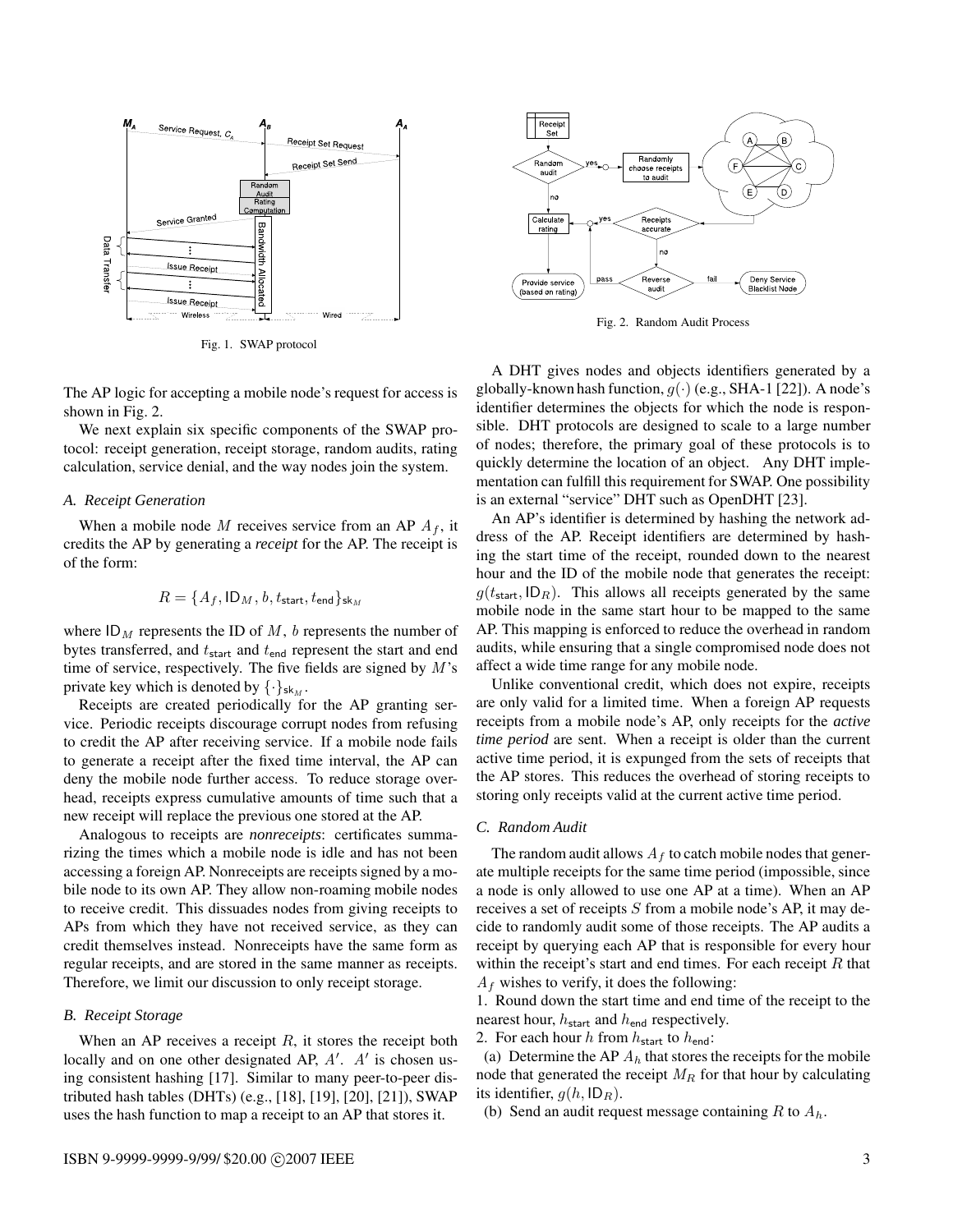Fig. 1. SWAP protocol

Fig. 2. Random Audit Process

The AP logic for accepting a mobile node's request for access is shown in Fig. 2.

We next explain six specific components of the SWAP protocol: receipt generation, receipt storage, random audits, rating calculation, service denial, and the way nodes join the system.

### *A. Receipt Generation*

When a mobile node $M$ receives service from an AP $A_f$, it credits the AP by generating a *receipt* for the AP. The receipt is of the form:

$$R = \{A_f, \mathsf{ID}_M, b, t_{\mathsf{start}}, t_{\mathsf{end}}\}_{\mathsf{sk}_M}$$

where $\mathsf{ID}_M$ represents the ID of $M$, $b$ represents the number of bytes transferred, and $t_{\mathsf{start}}$ and $t_{\mathsf{end}}$ represent the start and end time of service, respectively. The five fields are signed by $M$'s private key which is denoted by $\{\cdot\}_{\mathsf{sk}_M}$.

Receipts are created periodically for the AP granting service. Periodic receipts discourage corrupt nodes from refusing to credit the AP after receiving service. If a mobile node fails to generate a receipt after the fixed time interval, the AP can deny the mobile node further access. To reduce storage overhead, receipts express cumulative amounts of time such that a new receipt will replace the previous one stored at the AP.

Analogous to receipts are *nonreceipts*: certificates summarizing the times which a mobile node is idle and has not been accessing a foreign AP. Nonreceipts are receipts signed by a mobile node to its own AP. They allow non-roaming mobile nodes to receive credit. This dissuades nodes from giving receipts to APs from which they have not received service, as they can credit themselves instead. Nonreceipts have the same form as regular receipts, and are stored in the same manner as receipts. Therefore, we limit our discussion to only receipt storage.

### *B. Receipt Storage*

When an AP receives a receipt $R$, it stores the receipt both locally and on one other designated AP, $A'$. $A'$ is chosen using consistent hashing [17]. Similar to many peer-to-peer distributed hash tables (DHTs) (e.g., [18], [19], [20], [21]), SWAP uses the hash function to map a receipt to an AP that stores it.

A DHT gives nodes and objects identifiers generated by a globally-known hash function, $g(\cdot)$ (e.g., SHA-1 [22]). A node's identifier determines the objects for which the node is responsible. DHT protocols are designed to scale to a large number of nodes; therefore, the primary goal of these protocols is to quickly determine the location of an object. Any DHT implementation can fulfill this requirement for SWAP. One possibility is an external "service" DHT such as OpenDHT [23].

An AP's identifier is determined by hashing the network address of the AP. Receipt identifiers are determined by hashing the start time of the receipt, rounded down to the nearest hour and the ID of the mobile node that generates the receipt: $g(t_{\mathsf{start}}, \mathsf{ID}_R)$. This allows all receipts generated by the same mobile node in the same start hour to be mapped to the same AP. This mapping is enforced to reduce the overhead in random audits, while ensuring that a single compromised node does not affect a wide time range for any mobile node.

Unlike conventional credit, which does not expire, receipts are only valid for a limited time. When a foreign AP requests receipts from a mobile node's AP, only receipts for the *active time period* are sent. When a receipt is older than the current active time period, it is expunged from the sets of receipts that the AP stores. This reduces the overhead of storing receipts to storing only receipts valid at the current active time period.

### *C. Random Audit*

The random audit allows $A_f$ to catch mobile nodes that generate multiple receipts for the same time period (impossible, since a node is only allowed to use one AP at a time). When an AP receives a set of receipts $S$ from a mobile node's AP, it may decide to randomly audit some of those receipts. The AP audits a receipt by querying each AP that is responsible for every hour within the receipt's start and end times. For each receipt $R$ that $A_f$ wishes to verify, it does the following:

1. Round down the start time and end time of the receipt to the nearest hour, $h_{\mathsf{start}}$ and $h_{\mathsf{end}}$ respectively.
2. For each hour $h$ from $h_{\mathsf{start}}$ to $h_{\mathsf{end}}$:
   (a) Determine the AP $A_h$ that stores the receipts for the mobile node that generated the receipt $M_R$ for that hour by calculating its identifier, $g(h, \mathsf{ID}_R)$.
   (b) Send an audit request message containing $R$ to $A_h$.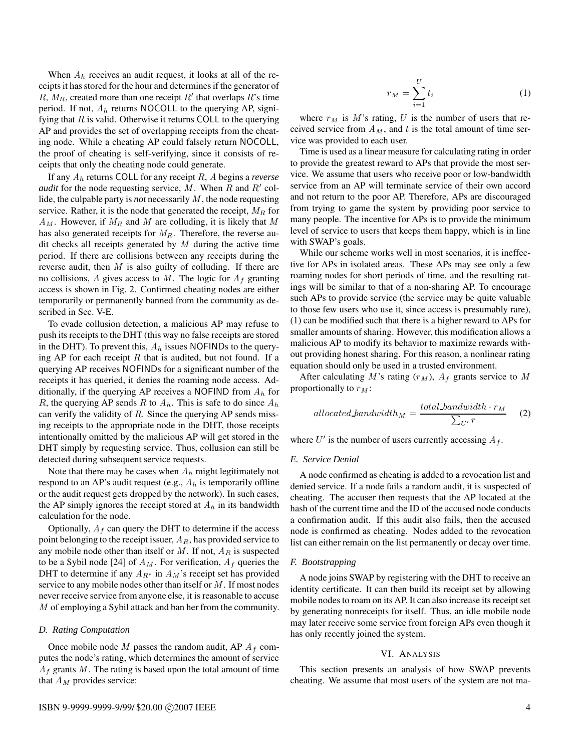When $A_h$ receives an audit request, it looks at all of the receipts it has stored for the hour and determines if the generator of $R$, $M_R$, created more than one receipt $R'$ that overlaps $R$'s time period. If not, $A_h$ returns NOCOLL to the querying AP, signifying that $R$ is valid. Otherwise it returns COLL to the querying AP and provides the set of overlapping receipts from the cheating node. While a cheating AP could falsely return NOCOLL, the proof of cheating is self-verifying, since it consists of receipts that only the cheating node could generate.

If any $A_h$ returns COLL for any receipt $R$, $A$ begins a *reverse audit* for the node requesting service, $M$. When $R$ and $R'$ collide, the culpable party is *not* necessarily $M$, the node requesting service. Rather, it is the node that generated the receipt, $M_R$ for $A_M$. However, if $M_R$ and $M$ are colluding, it is likely that $M$ has also generated receipts for $M_R$. Therefore, the reverse audit checks all receipts generated by $M$ during the active time period. If there are collisions between any receipts during the reverse audit, then $M$ is also guilty of colluding. If there are no collisions, $A$ gives access to $M$. The logic for $A_f$ granting access is shown in Fig. 2. Confirmed cheating nodes are either temporarily or permanently banned from the community as described in Sec. V-E.

To evade collusion detection, a malicious AP may refuse to push its receipts to the DHT (this way no false receipts are stored in the DHT). To prevent this, $A_h$ issues NOFINDs to the querying AP for each receipt $R$ that is audited, but not found. If a querying AP receives NOFINDs for a significant number of the receipts it has queried, it denies the roaming node access. Additionally, if the querying AP receives a NOFIND from $A_h$ for $R$, the querying AP sends $R$ to $A_h$. This is safe to do since $A_h$ can verify the validity of $R$. Since the querying AP sends missing receipts to the appropriate node in the DHT, those receipts intentionally omitted by the malicious AP will get stored in the DHT simply by requesting service. Thus, collusion can still be detected during subsequent service requests.

Note that there may be cases when $A_h$ might legitimately not respond to an AP's audit request (e.g., $A_h$ is temporarily offline or the audit request gets dropped by the network). In such cases, the AP simply ignores the receipt stored at $A_h$ in its bandwidth calculation for the node.

Optionally, $A_f$ can query the DHT to determine if the access point belonging to the receipt issuer, $A_R$, has provided service to any mobile node other than itself or $M$. If not, $A_R$ is suspected to be a Sybil node [24] of $A_M$. For verification, $A_f$ queries the DHT to determine if any $A_{R^*}$ in $A_M$'s receipt set has provided service to any mobile nodes other than itself or $M$. If most nodes never receive service from anyone else, it is reasonable to accuse $M$ of employing a Sybil attack and ban her from the community.

### D. Rating Computation

Once mobile node $M$ passes the random audit, AP $A_f$ computes the node's rating, which determines the amount of service $A_f$ grants $M$. The rating is based upon the total amount of time that $A_M$ provides service:

$$r_M = \sum_{i=1}^{U} t_i \tag{1}$$

where $r_M$ is $M$'s rating, $U$ is the number of users that received service from $A_M$, and $t$ is the total amount of time service was provided to each user.

Time is used as a linear measure for calculating rating in order to provide the greatest reward to APs that provide the most service. We assume that users who receive poor or low-bandwidth service from an AP will terminate service of their own accord and not return to the poor AP. Therefore, APs are discouraged from trying to game the system by providing poor service to many people. The incentive for APs is to provide the minimum level of service to users that keeps them happy, which is in line with SWAP's goals.

While our scheme works well in most scenarios, it is ineffective for APs in isolated areas. These APs may see only a few roaming nodes for short periods of time, and the resulting ratings will be similar to that of a non-sharing AP. To encourage such APs to provide service (the service may be quite valuable to those few users who use it, since access is presumably rare), (1) can be modified such that there is a higher reward to APs for smaller amounts of sharing. However, this modification allows a malicious AP to modify its behavior to maximize rewards without providing honest sharing. For this reason, a nonlinear rating equation should only be used in a trusted environment.

After calculating $M$'s rating ($r_M$), $A_f$ grants service to $M$ proportionally to $r_M$:

$$allocated\_bandwidth_M = \frac{total\_bandwidth \cdot r_M}{\sum_{U'} r} \tag{2}$$

where $U'$ is the number of users currently accessing $A_f$.

### E. Service Denial

A node confirmed as cheating is added to a revocation list and denied service. If a node fails a random audit, it is suspected of cheating. The accuser then requests that the AP located at the hash of the current time and the ID of the accused node conducts a confirmation audit. If this audit also fails, then the accused node is confirmed as cheating. Nodes added to the revocation list can either remain on the list permanently or decay over time.

### F. Bootstrapping

A node joins SWAP by registering with the DHT to receive an identity certificate. It can then build its receipt set by allowing mobile nodes to roam on its AP. It can also increase its receipt set by generating nonreceipts for itself. Thus, an idle mobile node may later receive some service from foreign APs even though it has only recently joined the system.

## VI. Analysis

This section presents an analysis of how SWAP prevents cheating. We assume that most users of the system are not ma-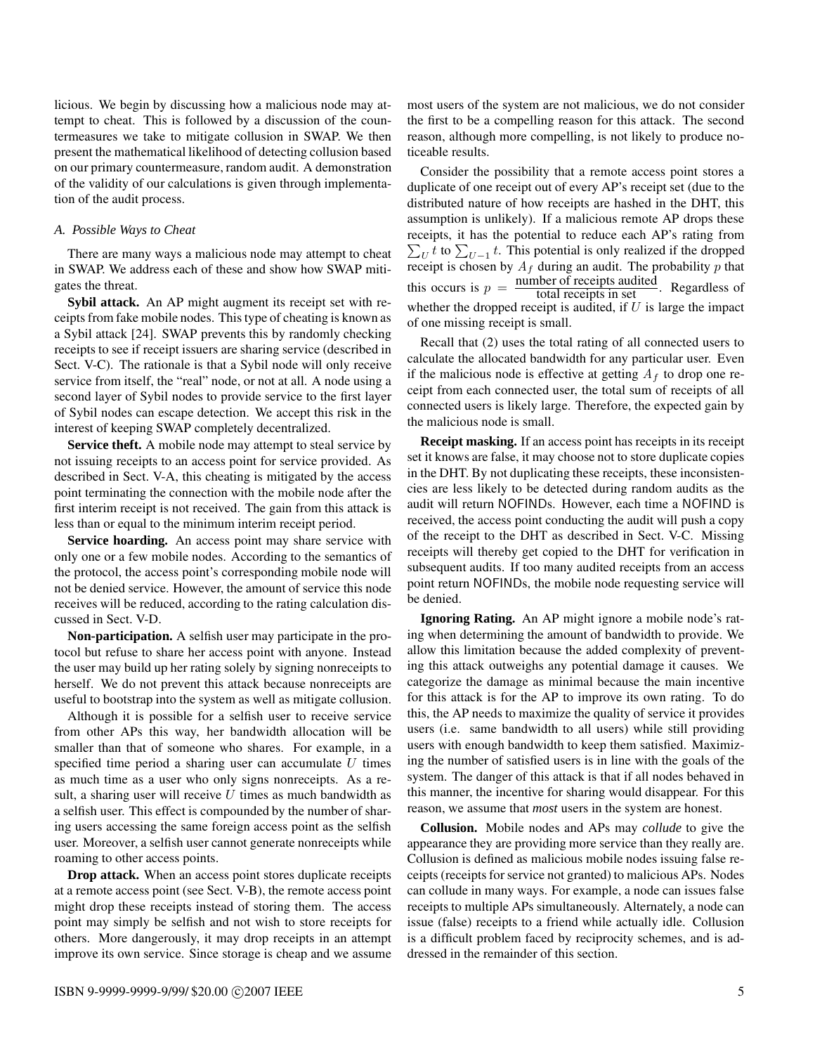licious. We begin by discussing how a malicious node may attempt to cheat. This is followed by a discussion of the countermeasures we take to mitigate collusion in SWAP. We then present the mathematical likelihood of detecting collusion based on our primary countermeasure, random audit. A demonstration of the validity of our calculations is given through implementation of the audit process.

### *A. Possible Ways to Cheat*

There are many ways a malicious node may attempt to cheat in SWAP. We address each of these and show how SWAP mitigates the threat.

**Sybil attack.** An AP might augment its receipt set with receipts from fake mobile nodes. This type of cheating is known as a Sybil attack [24]. SWAP prevents this by randomly checking receipts to see if receipt issuers are sharing service (described in Sect. V-C). The rationale is that a Sybil node will only receive service from itself, the "real" node, or not at all. A node using a second layer of Sybil nodes to provide service to the first layer of Sybil nodes can escape detection. We accept this risk in the interest of keeping SWAP completely decentralized.

**Service theft.** A mobile node may attempt to steal service by not issuing receipts to an access point for service provided. As described in Sect. V-A, this cheating is mitigated by the access point terminating the connection with the mobile node after the first interim receipt is not received. The gain from this attack is less than or equal to the minimum interim receipt period.

**Service hoarding.** An access point may share service with only one or a few mobile nodes. According to the semantics of the protocol, the access point's corresponding mobile node will not be denied service. However, the amount of service this node receives will be reduced, according to the rating calculation discussed in Sect. V-D.

**Non-participation.** A selfish user may participate in the protocol but refuse to share her access point with anyone. Instead the user may build up her rating solely by signing nonreceipts to herself. We do not prevent this attack because nonreceipts are useful to bootstrap into the system as well as mitigate collusion.

Although it is possible for a selfish user to receive service from other APs this way, her bandwidth allocation will be smaller than that of someone who shares. For example, in a specified time period a sharing user can accumulate $U$ times as much time as a user who only signs nonreceipts. As a result, a sharing user will receive $U$ times as much bandwidth as a selfish user. This effect is compounded by the number of sharing users accessing the same foreign access point as the selfish user. Moreover, a selfish user cannot generate nonreceipts while roaming to other access points.

**Drop attack.** When an access point stores duplicate receipts at a remote access point (see Sect. V-B), the remote access point might drop these receipts instead of storing them. The access point may simply be selfish and not wish to store receipts for others. More dangerously, it may drop receipts in an attempt improve its own service. Since storage is cheap and we assume most users of the system are not malicious, we do not consider the first to be a compelling reason for this attack. The second reason, although more compelling, is not likely to produce noticeable results.

Consider the possibility that a remote access point stores a duplicate of one receipt out of every AP's receipt set (due to the distributed nature of how receipts are hashed in the DHT, this assumption is unlikely). If a malicious remote AP drops these receipts, it has the potential to reduce each AP's rating from $\sum_U t$ to $\sum_{U-1} t$. This potential is only realized if the dropped receipt is chosen by $A_f$ during an audit. The probability $p$ that this occurs is $p = \frac{\text{number of receipts audited}}{\text{total receipts in set}}$. Regardless of whether the dropped receipt is audited, if $U$ is large the impact of one missing receipt is small.

Recall that (2) uses the total rating of all connected users to calculate the allocated bandwidth for any particular user. Even if the malicious node is effective at getting $A_f$ to drop one receipt from each connected user, the total sum of receipts of all connected users is likely large. Therefore, the expected gain by the malicious node is small.

**Receipt masking.** If an access point has receipts in its receipt set it knows are false, it may choose not to store duplicate copies in the DHT. By not duplicating these receipts, these inconsistencies are less likely to be detected during random audits as the audit will return NOFINDs. However, each time a NOFIND is received, the access point conducting the audit will push a copy of the receipt to the DHT as described in Sect. V-C. Missing receipts will thereby get copied to the DHT for verification in subsequent audits. If too many audited receipts from an access point return NOFINDs, the mobile node requesting service will be denied.

**Ignoring Rating.** An AP might ignore a mobile node's rating when determining the amount of bandwidth to provide. We allow this limitation because the added complexity of preventing this attack outweighs any potential damage it causes. We categorize the damage as minimal because the main incentive for this attack is for the AP to improve its own rating. To do this, the AP needs to maximize the quality of service it provides users (i.e. same bandwidth to all users) while still providing users with enough bandwidth to keep them satisfied. Maximizing the number of satisfied users is in line with the goals of the system. The danger of this attack is that if all nodes behaved in this manner, the incentive for sharing would disappear. For this reason, we assume that *most* users in the system are honest.

**Collusion.** Mobile nodes and APs may *collude* to give the appearance they are providing more service than they really are. Collusion is defined as malicious mobile nodes issuing false receipts (receipts for service not granted) to malicious APs. Nodes can collude in many ways. For example, a node can issues false receipts to multiple APs simultaneously. Alternately, a node can issue (false) receipts to a friend while actually idle. Collusion is a difficult problem faced by reciprocity schemes, and is addressed in the remainder of this section.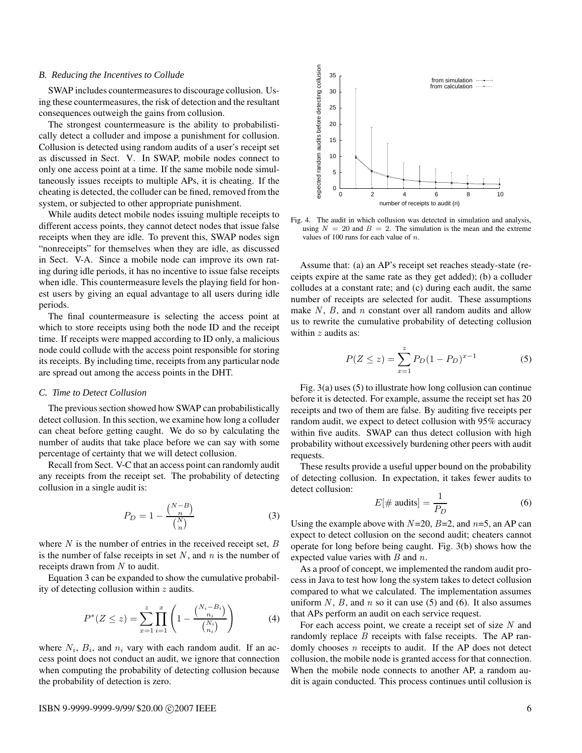### B. Reducing the Incentives to Collude

SWAP includes countermeasures to discourage collusion. Using these countermeasures, the risk of detection and the resultant consequences outweigh the gains from collusion.

The strongest countermeasure is the ability to probabilistically detect a colluder and impose a punishment for collusion. Collusion is detected using random audits of a user's receipt set as discussed in Sect. V. In SWAP, mobile nodes connect to only one access point at a time. If the same mobile node simultaneously issues receipts to multiple APs, it is cheating. If the cheating is detected, the colluder can be fined, removed from the system, or subjected to other appropriate punishment.

While audits detect mobile nodes issuing multiple receipts to different access points, they cannot detect nodes that issue false receipts when they are idle. To prevent this, SWAP nodes sign "nonreceipts" for themselves when they are idle, as discussed in Sect. V-A. Since a mobile node can improve its own rating during idle periods, it has no incentive to issue false receipts when idle. This countermeasure levels the playing field for honest users by giving an equal advantage to all users during idle periods.

The final countermeasure is selecting the access point at which to store receipts using both the node ID and the receipt time. If receipts were mapped according to ID only, a malicious node could collude with the access point responsible for storing its receipts. By including time, receipts from any particular node are spread out among the access points in the DHT.

### C. Time to Detect Collusion

The previous section showed how SWAP can probabilistically detect collusion. In this section, we examine how long a colluder can cheat before getting caught. We do so by calculating the number of audits that take place before we can say with some percentage of certainty that we will detect collusion.

Recall from Sect. V-C that an access point can randomly audit any receipts from the receipt set. The probability of detecting collusion in a single audit is:

$$P_D = 1 - \frac{\binom{N-B}{n}}{\binom{N}{n}} \tag{3}$$

where $N$ is the number of entries in the received receipt set, $B$ is the number of false receipts in set $N$, and $n$ is the number of receipts drawn from $N$ to audit.

Equation 3 can be expanded to show the cumulative probability of detecting collusion within $z$ audits.

$$P^*(Z \leq z) = \sum_{x=1}^{z} \prod_{i=1}^{x} \left( 1 - \frac{\binom{N_i - B_i}{n_i}}{\binom{N_i}{n_i}} \right) \tag{4}$$

where $N_i$, $B_i$, and $n_i$ vary with each random audit. If an access point does not conduct an audit, we ignore that connection when computing the probability of detecting collusion because the probability of detection is zero.

Fig. 4. The audit in which collusion was detected in simulation and analysis, using $N = 20$ and $B = 2$. The simulation is the mean and the extreme values of 100 runs for each value of $n$.

Assume that: (a) an AP's receipt set reaches steady-state (receipts expire at the same rate as they get added); (b) a colluder colludes at a constant rate; and (c) during each audit, the same number of receipts are selected for audit. These assumptions make $N$, $B$, and $n$ constant over all random audits and allow us to rewrite the cumulative probability of detecting collusion within $z$ audits as:

$$P(Z \leq z) = \sum_{x=1}^{z} P_D (1 - P_D)^{x-1} \tag{5}$$

Fig. 3(a) uses (5) to illustrate how long collusion can continue before it is detected. For example, assume the receipt set has 20 receipts and two of them are false. By auditing five receipts per random audit, we expect to detect collusion with 95% accuracy within five audits. SWAP can thus detect collusion with high probability without excessively burdening other peers with audit requests.

These results provide a useful upper bound on the probability of detecting collusion. In expectation, it takes fewer audits to detect collusion:

$$E[\# \text{ audits}] = \frac{1}{P_D} \tag{6}$$

Using the example above with $N$=20, $B$=2, and $n$=5, an AP can expect to detect collusion on the second audit; cheaters cannot operate for long before being caught. Fig. 3(b) shows how the expected value varies with $B$ and $n$.

As a proof of concept, we implemented the random audit process in Java to test how long the system takes to detect collusion compared to what we calculated. The implementation assumes uniform $N$, $B$, and $n$ so it can use (5) and (6). It also assumes that APs perform an audit on each service request.

For each access point, we create a receipt set of size $N$ and randomly replace $B$ receipts with false receipts. The AP randomly chooses $n$ receipts to audit. If the AP does not detect collusion, the mobile node is granted access for that connection. When the mobile node connects to another AP, a random audit is again conducted. This process continues until collusion is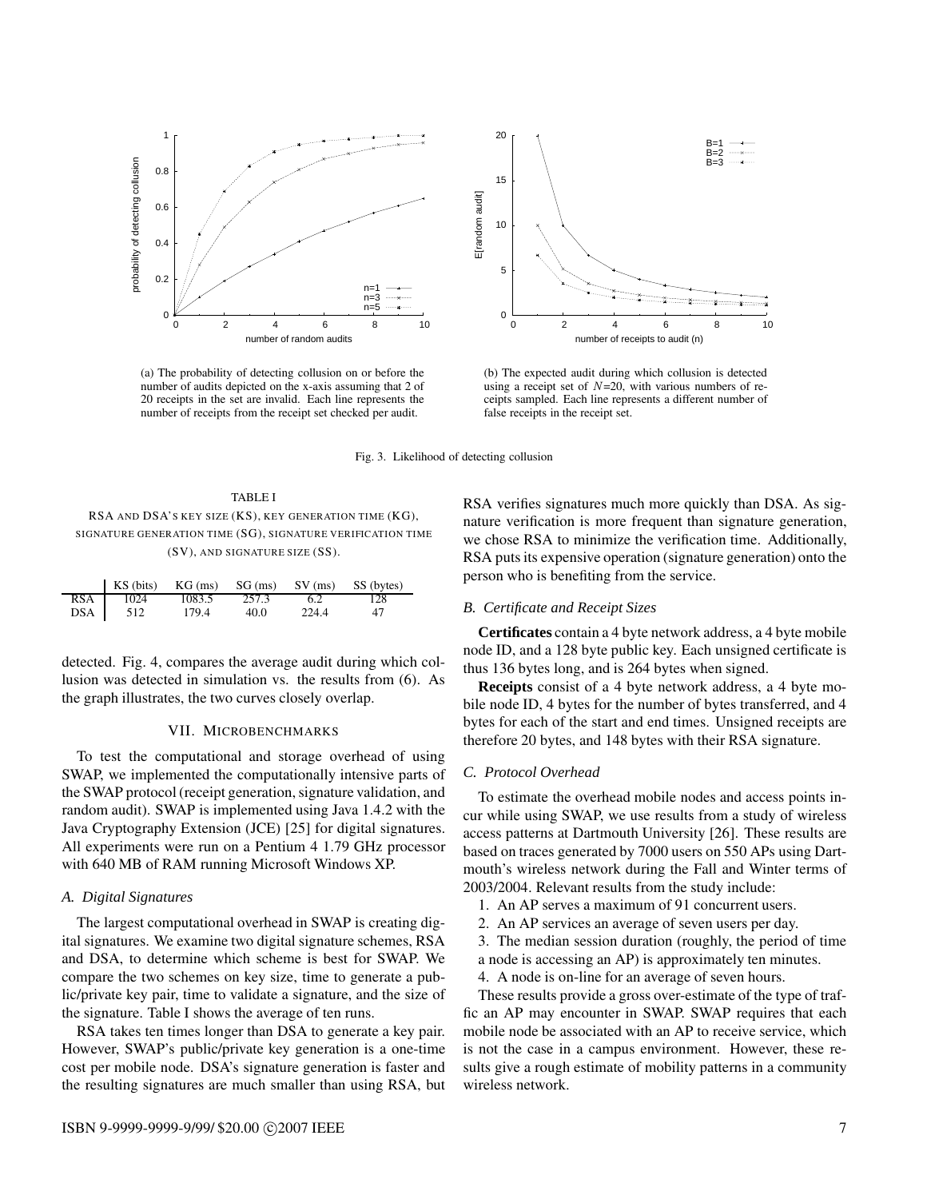(a) The probability of detecting collusion on or before the number of audits depicted on the x-axis assuming that 2 of 20 receipts in the set are invalid. Each line represents the number of receipts from the receipt set checked per audit.

(b) The expected audit during which collusion is detected using a receipt set of $N$=20, with various numbers of receipts sampled. Each line represents a different number of false receipts in the receipt set.

Fig. 3. Likelihood of detecting collusion

TABLE I

RSA AND DSA'S KEY SIZE (KS), KEY GENERATION TIME (KG), SIGNATURE GENERATION TIME (SG), SIGNATURE VERIFICATION TIME (SV), AND SIGNATURE SIZE (SS).

| | KS (bits) | KG (ms) | SG (ms) | SV (ms) | SS (bytes) |
|---|---|---|---|---|---|
| RSA | 1024 | 1083.5 | 257.3 | 6.2 | 128 |
| DSA | 512 | 179.4 | 40.0 | 224.4 | 47 |

detected. Fig. 4, compares the average audit during which collusion was detected in simulation vs. the results from (6). As the graph illustrates, the two curves closely overlap.

## VII. MICROBENCHMARKS

To test the computational and storage overhead of using SWAP, we implemented the computationally intensive parts of the SWAP protocol (receipt generation, signature validation, and random audit). SWAP is implemented using Java 1.4.2 with the Java Cryptography Extension (JCE) [25] for digital signatures. All experiments were run on a Pentium 4 1.79 GHz processor with 640 MB of RAM running Microsoft Windows XP.

### *A. Digital Signatures*

The largest computational overhead in SWAP is creating digital signatures. We examine two digital signature schemes, RSA and DSA, to determine which scheme is best for SWAP. We compare the two schemes on key size, time to generate a public/private key pair, time to validate a signature, and the size of the signature. Table I shows the average of ten runs.

RSA takes ten times longer than DSA to generate a key pair. However, SWAP's public/private key generation is a one-time cost per mobile node. DSA's signature generation is faster and the resulting signatures are much smaller than using RSA, but RSA verifies signatures much more quickly than DSA. As signature verification is more frequent than signature generation, we chose RSA to minimize the verification time. Additionally, RSA puts its expensive operation (signature generation) onto the person who is benefiting from the service.

### *B. Certificate and Receipt Sizes*

**Certificates** contain a 4 byte network address, a 4 byte mobile node ID, and a 128 byte public key. Each unsigned certificate is thus 136 bytes long, and is 264 bytes when signed.

**Receipts** consist of a 4 byte network address, a 4 byte mobile node ID, 4 bytes for the number of bytes transferred, and 4 bytes for each of the start and end times. Unsigned receipts are therefore 20 bytes, and 148 bytes with their RSA signature.

### *C. Protocol Overhead*

To estimate the overhead mobile nodes and access points incur while using SWAP, we use results from a study of wireless access patterns at Dartmouth University [26]. These results are based on traces generated by 7000 users on 550 APs using Dartmouth's wireless network during the Fall and Winter terms of 2003/2004. Relevant results from the study include:

1. An AP serves a maximum of 91 concurrent users.
2. An AP services an average of seven users per day.
3. The median session duration (roughly, the period of time a node is accessing an AP) is approximately ten minutes.
4. A node is on-line for an average of seven hours.

These results provide a gross over-estimate of the type of traffic an AP may encounter in SWAP. SWAP requires that each mobile node be associated with an AP to receive service, which is not the case in a campus environment. However, these results give a rough estimate of mobility patterns in a community wireless network.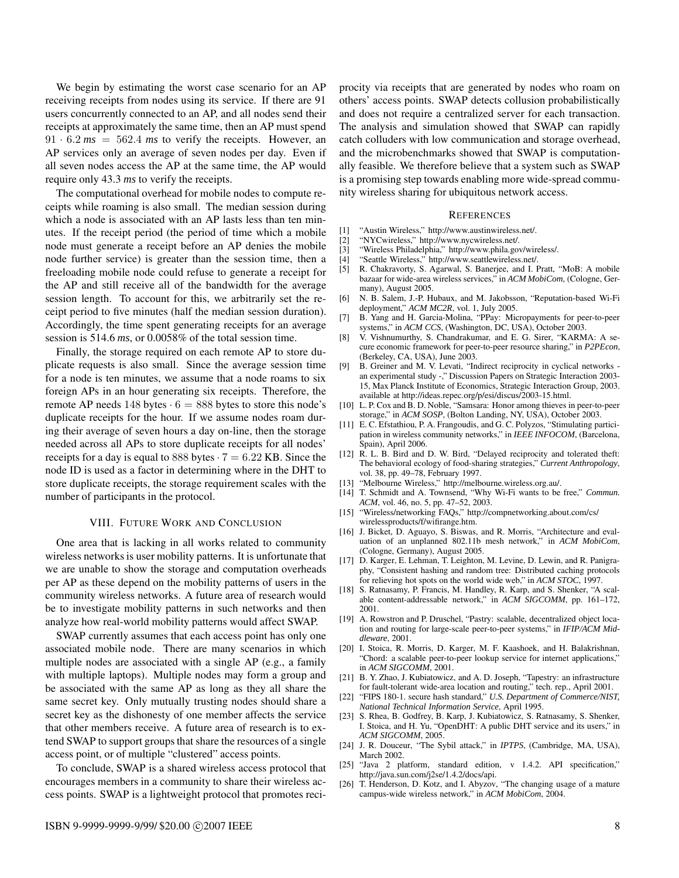We begin by estimating the worst case scenario for an AP receiving receipts from nodes using its service. If there are 91 users concurrently connected to an AP, and all nodes send their receipts at approximately the same time, then an AP must spend $91 \cdot 6.2\ ms = 562.4\ ms$ to verify the receipts. However, an AP services only an average of seven nodes per day. Even if all seven nodes access the AP at the same time, the AP would require only 43.3 *ms* to verify the receipts.

The computational overhead for mobile nodes to compute receipts while roaming is also small. The median session during which a node is associated with an AP lasts less than ten minutes. If the receipt period (the period of time which a mobile node must generate a receipt before an AP denies the mobile node further service) is greater than the session time, then a freeloading mobile node could refuse to generate a receipt for the AP and still receive all of the bandwidth for the average session length. To account for this, we arbitrarily set the receipt period to five minutes (half the median session duration). Accordingly, the time spent generating receipts for an average session is 514.6 *ms*, or 0.0058% of the total session time.

Finally, the storage required on each remote AP to store duplicate requests is also small. Since the average session time for a node is ten minutes, we assume that a node roams to six foreign APs in an hour generating six receipts. Therefore, the remote AP needs $148$ bytes $\cdot\, 6 = 888$ bytes to store this node's duplicate receipts for the hour. If we assume nodes roam during their average of seven hours a day on-line, then the storage needed across all APs to store duplicate receipts for all nodes' receipts for a day is equal to $888$ bytes $\cdot\, 7 = 6.22$ KB. Since the node ID is used as a factor in determining where in the DHT to store duplicate receipts, the storage requirement scales with the number of participants in the protocol.

## VIII. Future Work and Conclusion

One area that is lacking in all works related to community wireless networks is user mobility patterns. It is unfortunate that we are unable to show the storage and computation overheads per AP as these depend on the mobility patterns of users in the community wireless networks. A future area of research would be to investigate mobility patterns in such networks and then analyze how real-world mobility patterns would affect SWAP.

SWAP currently assumes that each access point has only one associated mobile node. There are many scenarios in which multiple nodes are associated with a single AP (e.g., a family with multiple laptops). Multiple nodes may form a group and be associated with the same AP as long as they all share the same secret key. Only mutually trusting nodes should share a secret key as the dishonesty of one member affects the service that other members receive. A future area of research is to extend SWAP to support groups that share the resources of a single access point, or of multiple "clustered" access points.

To conclude, SWAP is a shared wireless access protocol that encourages members in a community to share their wireless access points. SWAP is a lightweight protocol that promotes reciprocity via receipts that are generated by nodes who roam on others' access points. SWAP detects collusion probabilistically and does not require a centralized server for each transaction. The analysis and simulation showed that SWAP can rapidly catch colluders with low communication and storage overhead, and the microbenchmarks showed that SWAP is computationally feasible. We therefore believe that a system such as SWAP is a promising step towards enabling more wide-spread community wireless sharing for ubiquitous network access.

## References

[1] "Austin Wireless," http://www.austinwireless.net/.

[2] "NYCwireless," http://www.nycwireless.net/.

[3] "Wireless Philadelphia," http://www.phila.gov/wireless/.

[4] "Seattle Wireless," http://www.seattlewireless.net/.

[5] R. Chakravorty, S. Agarwal, S. Banerjee, and I. Pratt, "MoB: A mobile bazaar for wide-area wireless services," in *ACM MobiCom*, (Cologne, Germany), August 2005.

[6] N. B. Salem, J.-P. Hubaux, and M. Jakobsson, "Reputation-based Wi-Fi deployment," *ACM MC2R*, vol. 1, July 2005.

[7] B. Yang and H. Garcia-Molina, "PPay: Micropayments for peer-to-peer systems," in *ACM CCS*, (Washington, DC, USA), October 2003.

[8] V. Vishnumurthy, S. Chandrakumar, and E. G. Sirer, "KARMA: A secure economic framework for peer-to-peer resource sharing," in *P2PEcon*, (Berkeley, CA, USA), June 2003.

[9] B. Greiner and M. V. Levati, "Indirect reciprocity in cyclical networks - an experimental study -," Discussion Papers on Strategic Interaction 2003-15, Max Planck Institute of Economics, Strategic Interaction Group, 2003. available at http://ideas.repec.org/p/esi/discus/2003-15.html.

[10] L. P. Cox and B. D. Noble, "Samsara: Honor among thieves in peer-to-peer storage," in *ACM SOSP*, (Bolton Landing, NY, USA), October 2003.

[11] E. C. Efstathiou, P. A. Frangoudis, and G. C. Polyzos, "Stimulating participation in wireless community networks," in *IEEE INFOCOM*, (Barcelona, Spain), April 2006.

[12] R. L. B. Bird and D. W. Bird, "Delayed reciprocity and tolerated theft: The behavioral ecology of food-sharing strategies," *Current Anthropology*, vol. 38, pp. 49–78, February 1997.

[13] "Melbourne Wireless," http://melbourne.wireless.org.au/.

[14] T. Schmidt and A. Townsend, "Why Wi-Fi wants to be free," *Commun. ACM*, vol. 46, no. 5, pp. 47–52, 2003.

[15] "Wireless/networking FAQs," http://compnetworking.about.com/cs/wirelessproducts/f/wifirange.htm.

[16] J. Bicket, D. Aguayo, S. Biswas, and R. Morris, "Architecture and evaluation of an unplanned 802.11b mesh network," in *ACM MobiCom*, (Cologne, Germany), August 2005.

[17] D. Karger, E. Lehman, T. Leighton, M. Levine, D. Lewin, and R. Panigraphy, "Consistent hashing and random tree: Distributed caching protocols for relieving hot spots on the world wide web," in *ACM STOC*, 1997.

[18] S. Ratnasamy, P. Francis, M. Handley, R. Karp, and S. Shenker, "A scalable content-addressable network," in *ACM SIGCOMM*, pp. 161–172, 2001.

[19] A. Rowstron and P. Druschel, "Pastry: scalable, decentralized object location and routing for large-scale peer-to-peer systems," in *IFIP/ACM Middleware*, 2001.

[20] I. Stoica, R. Morris, D. Karger, M. F. Kaashoek, and H. Balakrishnan, "Chord: a scalable peer-to-peer lookup service for internet applications," in *ACM SIGCOMM*, 2001.

[21] B. Y. Zhao, J. Kubiatowicz, and A. D. Joseph, "Tapestry: an infrastructure for fault-tolerant wide-area location and routing," tech. rep., April 2001.

[22] "FIPS 180-1. secure hash standard," *U.S. Department of Commerce/NIST, National Technical Information Service*, April 1995.

[23] S. Rhea, B. Godfrey, B. Karp, J. Kubiatowicz, S. Ratnasamy, S. Shenker, I. Stoica, and H. Yu, "OpenDHT: A public DHT service and its users," in *ACM SIGCOMM*, 2005.

[24] J. R. Douceur, "The Sybil attack," in *IPTPS*, (Cambridge, MA, USA), March 2002.

[25] "Java 2 platform, standard edition, v 1.4.2. API specification," http://java.sun.com/j2se/1.4.2/docs/api.

[26] T. Henderson, D. Kotz, and I. Abyzov, "The changing usage of a mature campus-wide wireless network," in *ACM MobiCom*, 2004.